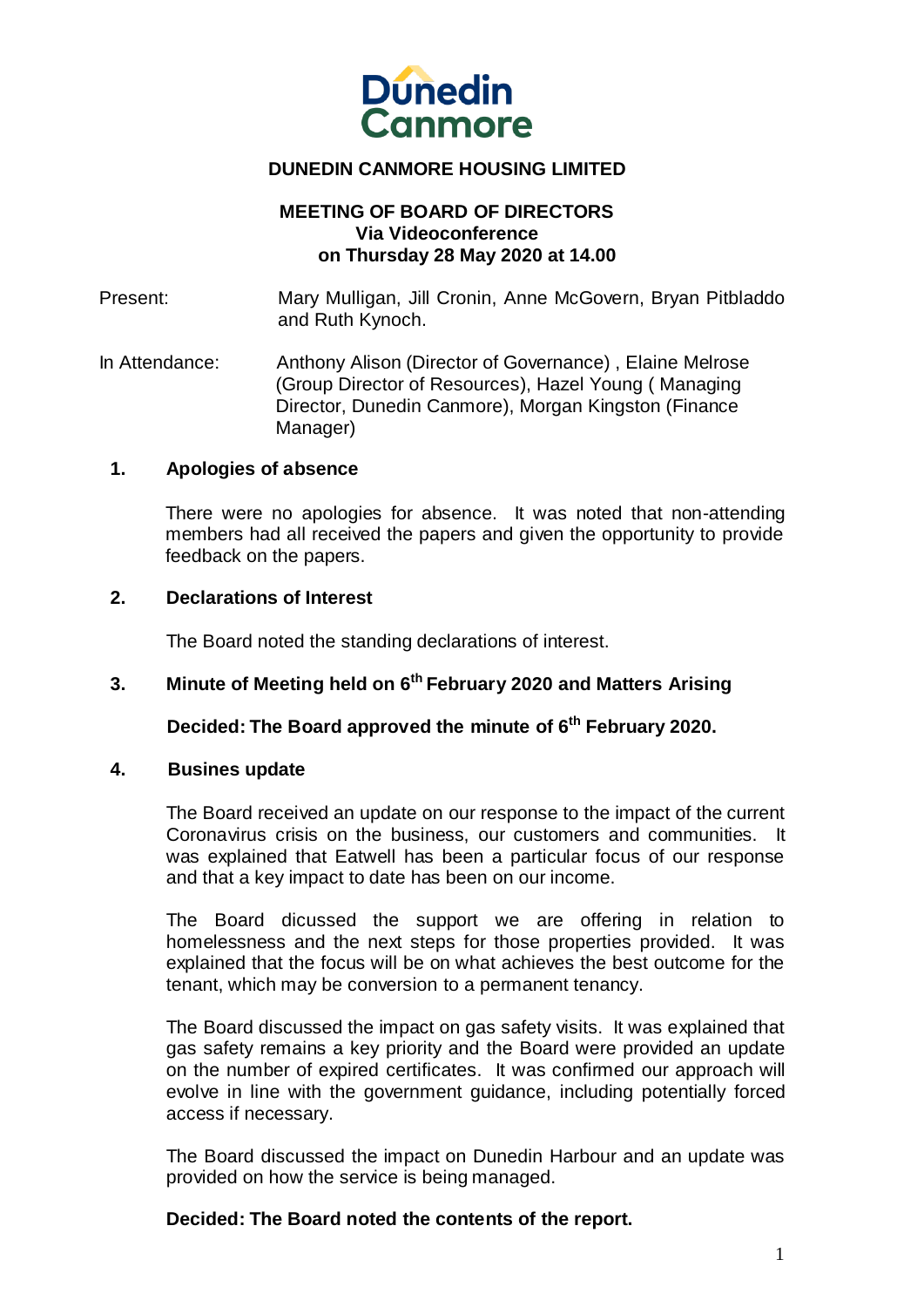**DUNEDIN CANMORE HOUSING LIMITED**

**MEETING OF BOARD OF DIRECTORS**
**Via Videoconference**
**on Thursday 28 May 2020 at 14.00**

Present: Mary Mulligan, Jill Cronin, Anne McGovern, Bryan Pitbladdo and Ruth Kynoch.

In Attendance: Anthony Alison (Director of Governance) , Elaine Melrose (Group Director of Resources), Hazel Young ( Managing Director, Dunedin Canmore), Morgan Kingston (Finance Manager)

## 1. Apologies of absence

There were no apologies for absence. It was noted that non-attending members had all received the papers and given the opportunity to provide feedback on the papers.

## 2. Declarations of Interest

The Board noted the standing declarations of interest.

## 3. Minute of Meeting held on 6th February 2020 and Matters Arising

**Decided: The Board approved the minute of 6th February 2020.**

## 4. Busines update

The Board received an update on our response to the impact of the current Coronavirus crisis on the business, our customers and communities. It was explained that Eatwell has been a particular focus of our response and that a key impact to date has been on our income.

The Board dicussed the support we are offering in relation to homelessness and the next steps for those properties provided. It was explained that the focus will be on what achieves the best outcome for the tenant, which may be conversion to a permanent tenancy.

The Board discussed the impact on gas safety visits. It was explained that gas safety remains a key priority and the Board were provided an update on the number of expired certificates. It was confirmed our approach will evolve in line with the government guidance, including potentially forced access if necessary.

The Board discussed the impact on Dunedin Harbour and an update was provided on how the service is being managed.

**Decided: The Board noted the contents of the report.**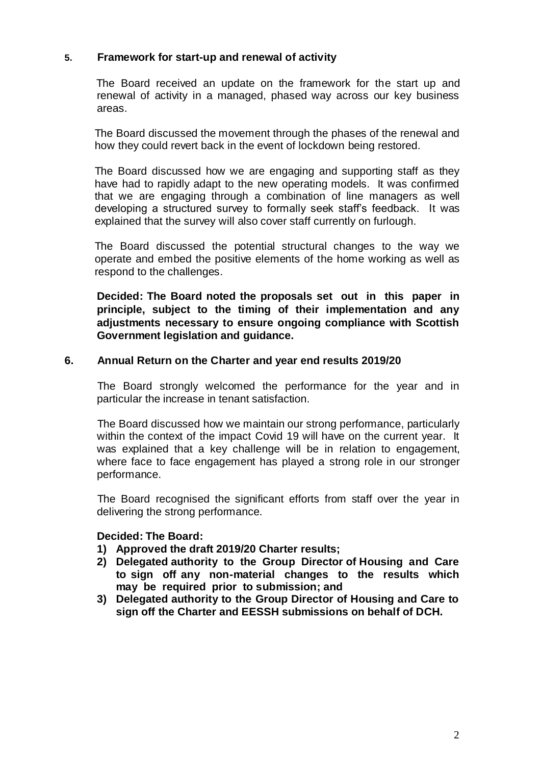## 5. Framework for start-up and renewal of activity

The Board received an update on the framework for the start up and renewal of activity in a managed, phased way across our key business areas.

The Board discussed the movement through the phases of the renewal and how they could revert back in the event of lockdown being restored.

The Board discussed how we are engaging and supporting staff as they have had to rapidly adapt to the new operating models. It was confirmed that we are engaging through a combination of line managers as well developing a structured survey to formally seek staff's feedback. It was explained that the survey will also cover staff currently on furlough.

The Board discussed the potential structural changes to the way we operate and embed the positive elements of the home working as well as respond to the challenges.

**Decided: The Board noted the proposals set out in this paper in principle, subject to the timing of their implementation and any adjustments necessary to ensure ongoing compliance with Scottish Government legislation and guidance.**

## 6. Annual Return on the Charter and year end results 2019/20

The Board strongly welcomed the performance for the year and in particular the increase in tenant satisfaction.

The Board discussed how we maintain our strong performance, particularly within the context of the impact Covid 19 will have on the current year. It was explained that a key challenge will be in relation to engagement, where face to face engagement has played a strong role in our stronger performance.

The Board recognised the significant efforts from staff over the year in delivering the strong performance.

**Decided: The Board:**

1) **Approved the draft 2019/20 Charter results;**
2) **Delegated authority to the Group Director of Housing and Care to sign off any non-material changes to the results which may be required prior to submission; and**
3) **Delegated authority to the Group Director of Housing and Care to sign off the Charter and EESSH submissions on behalf of DCH.**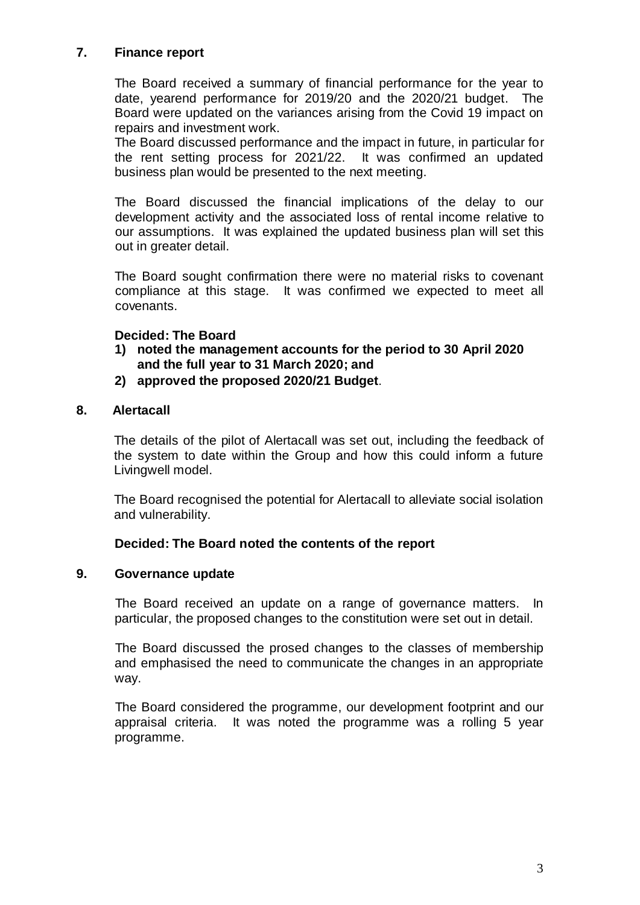## 7. Finance report

The Board received a summary of financial performance for the year to date, yearend performance for 2019/20 and the 2020/21 budget. The Board were updated on the variances arising from the Covid 19 impact on repairs and investment work.
The Board discussed performance and the impact in future, in particular for the rent setting process for 2021/22. It was confirmed an updated business plan would be presented to the next meeting.

The Board discussed the financial implications of the delay to our development activity and the associated loss of rental income relative to our assumptions. It was explained the updated business plan will set this out in greater detail.

The Board sought confirmation there were no material risks to covenant compliance at this stage. It was confirmed we expected to meet all covenants.

**Decided: The Board**

1) **noted the management accounts for the period to 30 April 2020 and the full year to 31 March 2020; and**
2) **approved the proposed 2020/21 Budget**.

## 8. Alertacall

The details of the pilot of Alertacall was set out, including the feedback of the system to date within the Group and how this could inform a future Livingwell model.

The Board recognised the potential for Alertacall to alleviate social isolation and vulnerability.

**Decided: The Board noted the contents of the report**

## 9. Governance update

The Board received an update on a range of governance matters. In particular, the proposed changes to the constitution were set out in detail.

The Board discussed the prosed changes to the classes of membership and emphasised the need to communicate the changes in an appropriate way.

The Board considered the programme, our development footprint and our appraisal criteria. It was noted the programme was a rolling 5 year programme.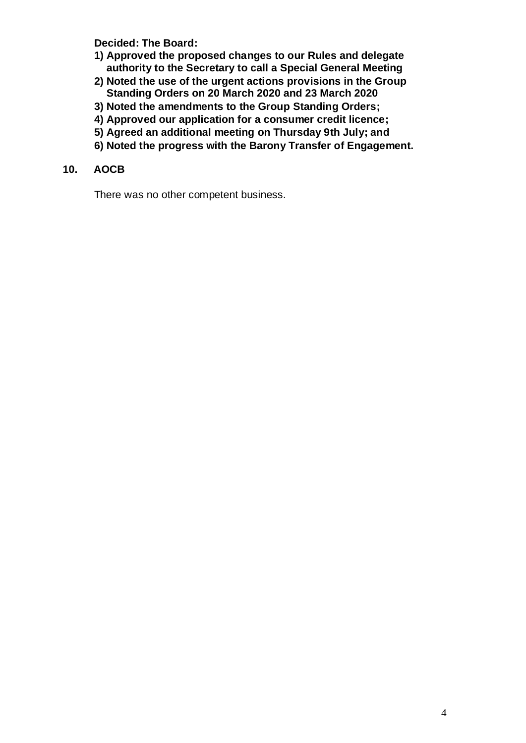**Decided: The Board:**

1) **Approved the proposed changes to our Rules and delegate authority to the Secretary to call a Special General Meeting**
2) **Noted the use of the urgent actions provisions in the Group Standing Orders on 20 March 2020 and 23 March 2020**
3) **Noted the amendments to the Group Standing Orders;**
4) **Approved our application for a consumer credit licence;**
5) **Agreed an additional meeting on Thursday 9th July; and**
6) **Noted the progress with the Barony Transfer of Engagement.**

## 10. AOCB

There was no other competent business.